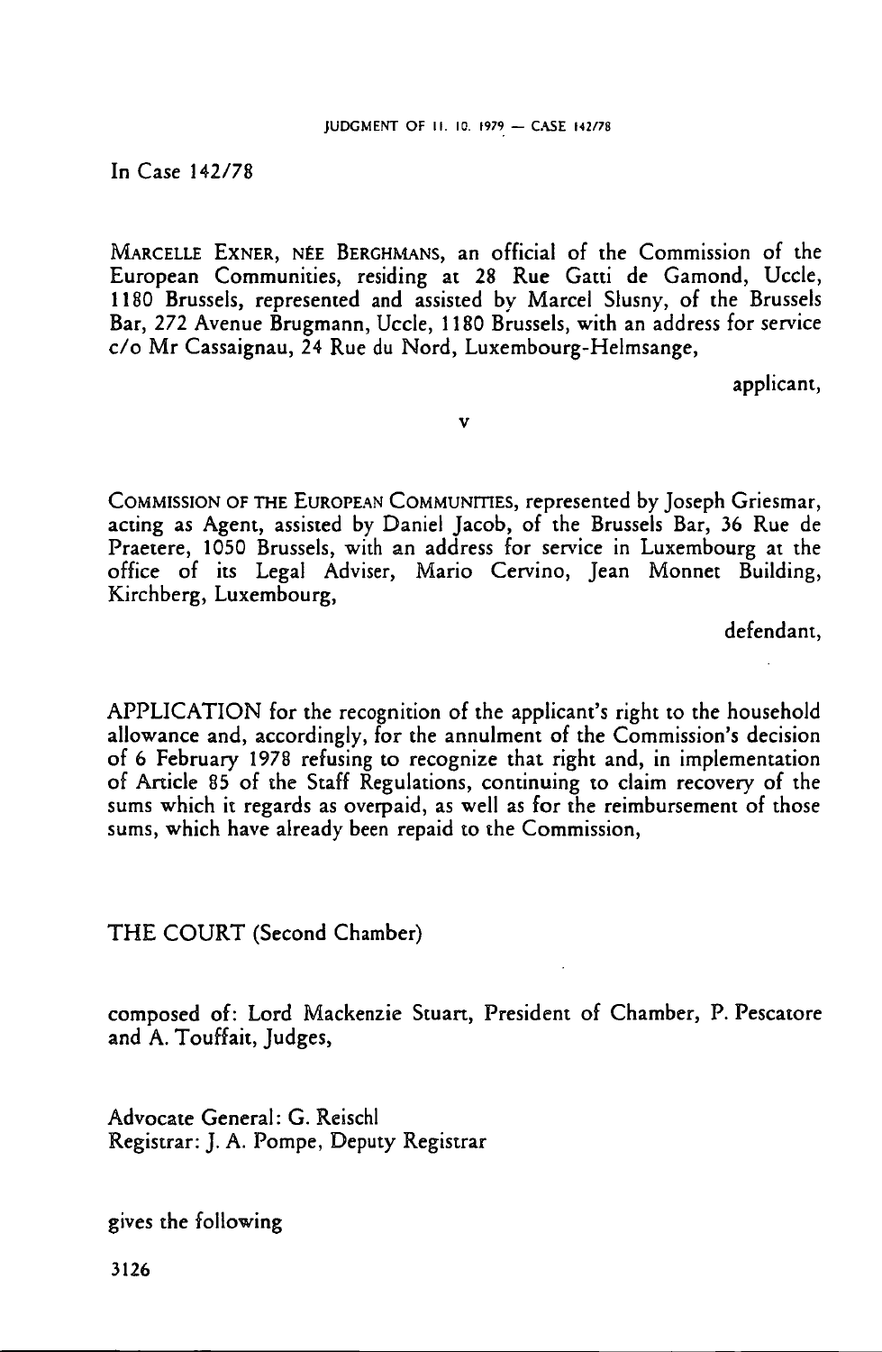In Case 142/78

MARCELLE EXNER, NÉE BERGHMANS, an official of the Commission of the European Communities, residing at 28 Rue Gatti de Gamond, Uccle, 1180 Brussels, represented and assisted by Marcel Slusny, of the Brussels Bar, 272 Avenue Brugmann, Uccle, 1180 Brussels, with an address for service c/o Mr Cassaignau, 24 Rue du Nord, Luxembourg-Helmsange,

applicant,

v

COMMISSION OF THE EUROPEAN COMMUNITIES, represented by Joseph Griesmar, acting as Agent, assisted by Daniel Jacob, of the Brussels Bar, 36 Rue de Praetere, 1050 Brussels, with an address for service in Luxembourg at the office of its Legal Adviser, Mario Cervino, Jean Monnet Building, Kirchberg, Luxembourg,

defendant,

APPLICATION for the recognition of the applicant's right to the household allowance and, accordingly, for the annulment of the Commission's decision of 6 February 1978 refusing to recognize that right and, in implementation of Article 85 of the Staff Regulations, continuing to claim recovery of the sums which it regards as overpaid, as well as for the reimbursement of those sums, which have already been repaid to the Commission,

THE COURT (Second Chamber)

composed of: Lord Mackenzie Stuart, President of Chamber, P. Pescatore and A. Touffait, Judges,

Advocate General: G. Reischl
Registrar: J. A. Pompe, Deputy Registrar

gives the following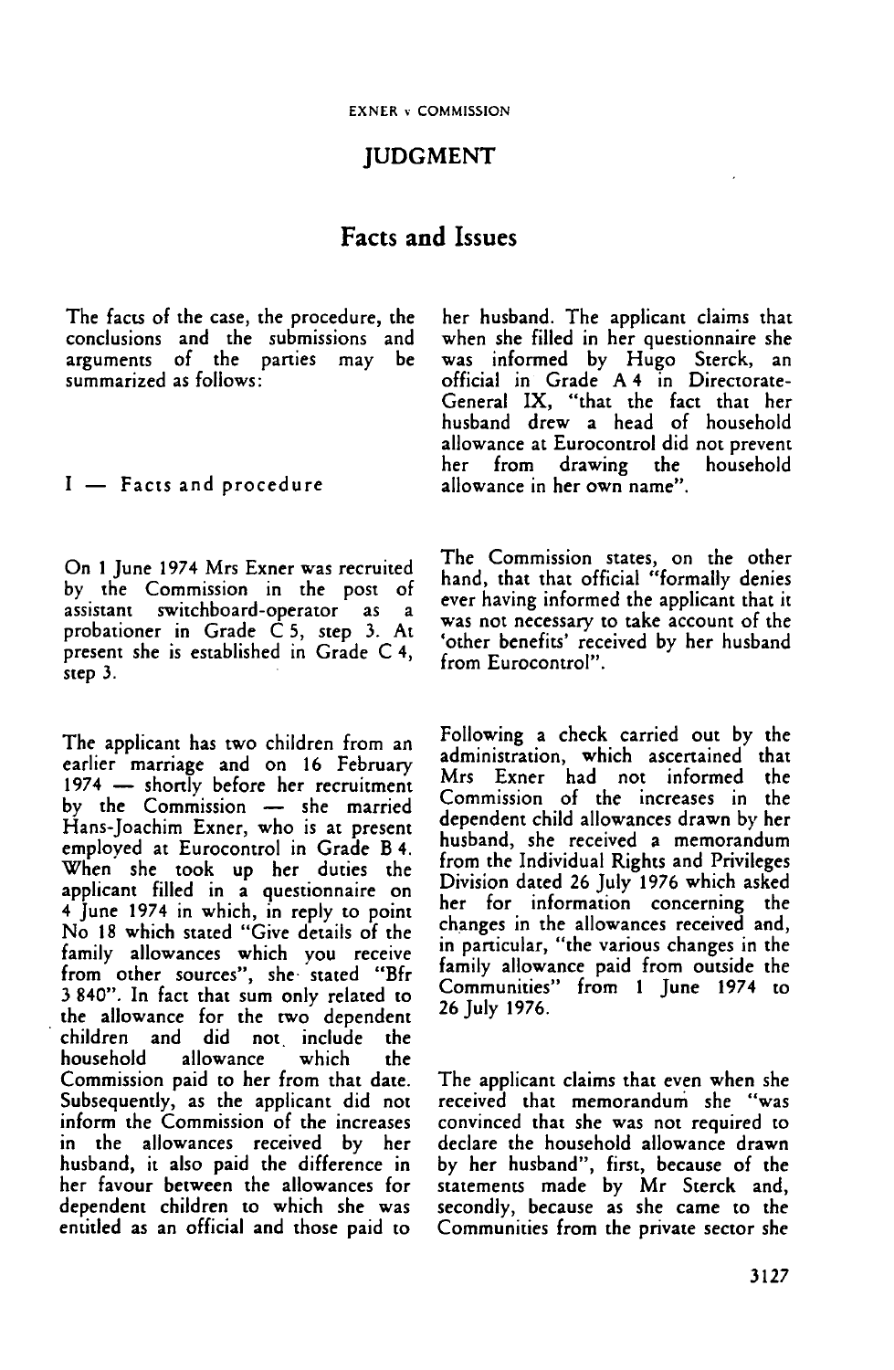# JUDGMENT

## Facts and Issues

The facts of the case, the procedure, the conclusions and the submissions and arguments of the parties may be summarized as follows:

### I — Facts and procedure

On 1 June 1974 Mrs Exner was recruited by the Commission in the post of assistant switchboard-operator as a probationer in Grade C 5, step 3. At present she is established in Grade C 4, step 3.

The applicant has two children from an earlier marriage and on 16 February 1974 — shortly before her recruitment by the Commission — she married Hans-Joachim Exner, who is at present employed at Eurocontrol in Grade B 4. When she took up her duties the applicant filled in a questionnaire on 4 June 1974 in which, in reply to point No 18 which stated "Give details of the family allowances which you receive from other sources", she stated "Bfr 3 840". In fact that sum only related to the allowance for the two dependent children and did not include the household allowance which the Commission paid to her from that date. Subsequently, as the applicant did not inform the Commission of the increases in the allowances received by her husband, it also paid the difference in her favour between the allowances for dependent children to which she was entitled as an official and those paid to her husband. The applicant claims that when she filled in her questionnaire she was informed by Hugo Sterck, an official in Grade A 4 in Directorate-General IX, "that the fact that her husband drew a head of household allowance at Eurocontrol did not prevent her from drawing the household allowance in her own name".

The Commission states, on the other hand, that that official "formally denies ever having informed the applicant that it was not necessary to take account of the 'other benefits' received by her husband from Eurocontrol".

Following a check carried out by the administration, which ascertained that Mrs Exner had not informed the Commission of the increases in the dependent child allowances drawn by her husband, she received a memorandum from the Individual Rights and Privileges Division dated 26 July 1976 which asked her for information concerning the changes in the allowances received and, in particular, "the various changes in the family allowance paid from outside the Communities" from 1 June 1974 to 26 July 1976.

The applicant claims that even when she received that memorandum she "was convinced that she was not required to declare the household allowance drawn by her husband", first, because of the statements made by Mr Sterck and, secondly, because as she came to the Communities from the private sector she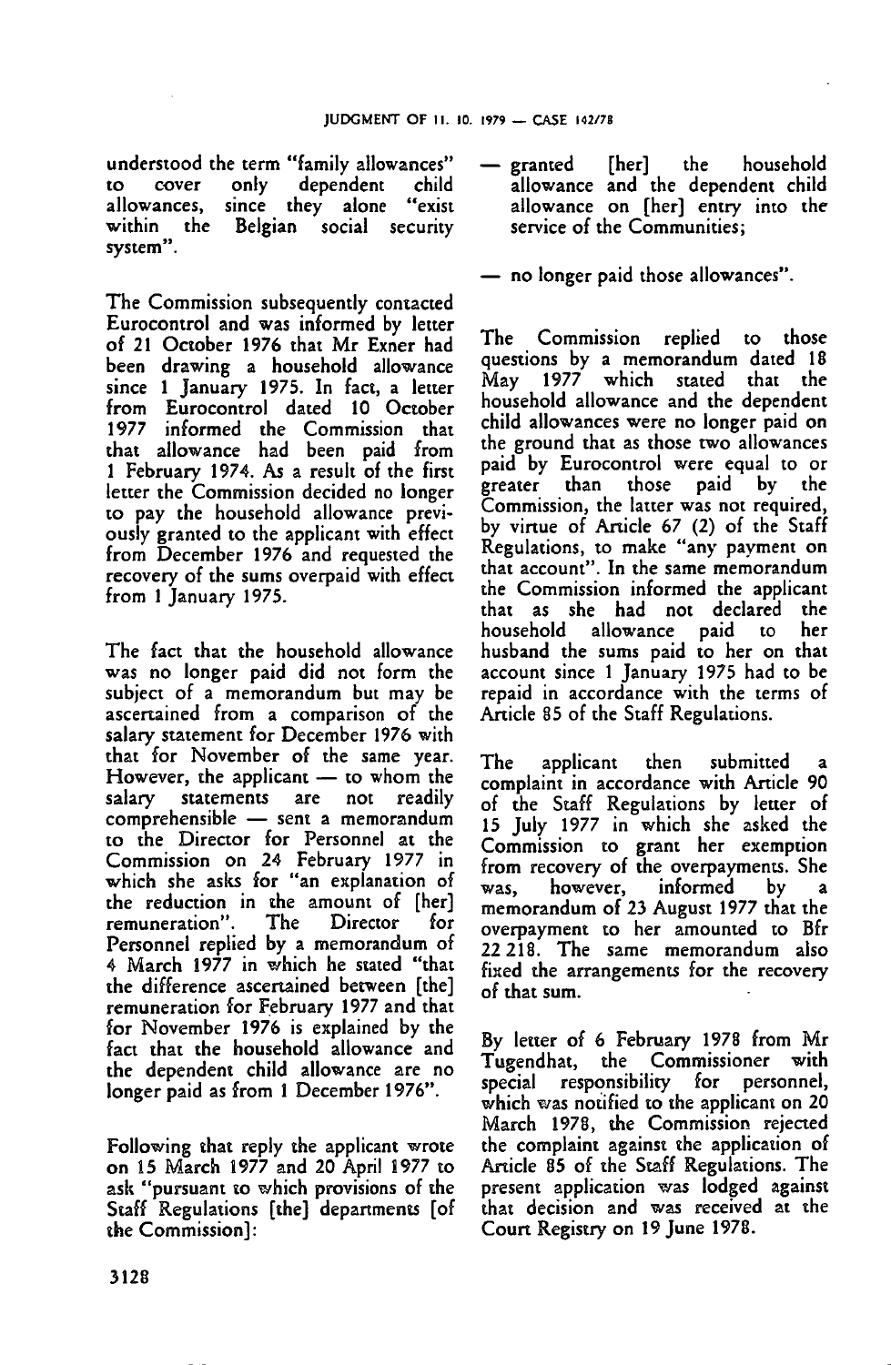understood the term "family allowances" to cover only dependent child allowances, since they alone "exist within the Belgian social security system".

The Commission subsequently contacted Eurocontrol and was informed by letter of 21 October 1976 that Mr Exner had been drawing a household allowance since 1 January 1975. In fact, a letter from Eurocontrol dated 10 October 1977 informed the Commission that that allowance had been paid from 1 February 1974. As a result of the first letter the Commission decided no longer to pay the household allowance previously granted to the applicant with effect from December 1976 and requested the recovery of the sums overpaid with effect from 1 January 1975.

The fact that the household allowance was no longer paid did not form the subject of a memorandum but may be ascertained from a comparison of the salary statement for December 1976 with that for November of the same year. However, the applicant — to whom the salary statements are not readily comprehensible — sent a memorandum to the Director for Personnel at the Commission on 24 February 1977 in which she asks for "an explanation of the reduction in the amount of [her] remuneration". The Director for Personnel replied by a memorandum of 4 March 1977 in which he stated "that the difference ascertained between [the] remuneration for February 1977 and that for November 1976 is explained by the fact that the household allowance and the dependent child allowance are no longer paid as from 1 December 1976".

Following that reply the applicant wrote on 15 March 1977 and 20 April 1977 to ask "pursuant to which provisions of the Staff Regulations [the] departments [of the Commission]:

— granted [her] the household allowance and the dependent child allowance on [her] entry into the service of the Communities;

— no longer paid those allowances".

The Commission replied to those questions by a memorandum dated 18 May 1977 which stated that the household allowance and the dependent child allowances were no longer paid on the ground that as those two allowances paid by Eurocontrol were equal to or greater than those paid by the Commission, the latter was not required, by virtue of Article 67 (2) of the Staff Regulations, to make "any payment on that account". In the same memorandum the Commission informed the applicant that as she had not declared the household allowance paid to her husband the sums paid to her on that account since 1 January 1975 had to be repaid in accordance with the terms of Article 85 of the Staff Regulations.

The applicant then submitted a complaint in accordance with Article 90 of the Staff Regulations by letter of 15 July 1977 in which she asked the Commission to grant her exemption from recovery of the overpayments. She was, however, informed by a memorandum of 23 August 1977 that the overpayment to her amounted to Bfr 22 218. The same memorandum also fixed the arrangements for the recovery of that sum.

By letter of 6 February 1978 from Mr Tugendhat, the Commissioner with special responsibility for personnel, which was notified to the applicant on 20 March 1978, the Commission rejected the complaint against the application of Article 85 of the Staff Regulations. The present application was lodged against that decision and was received at the Court Registry on 19 June 1978.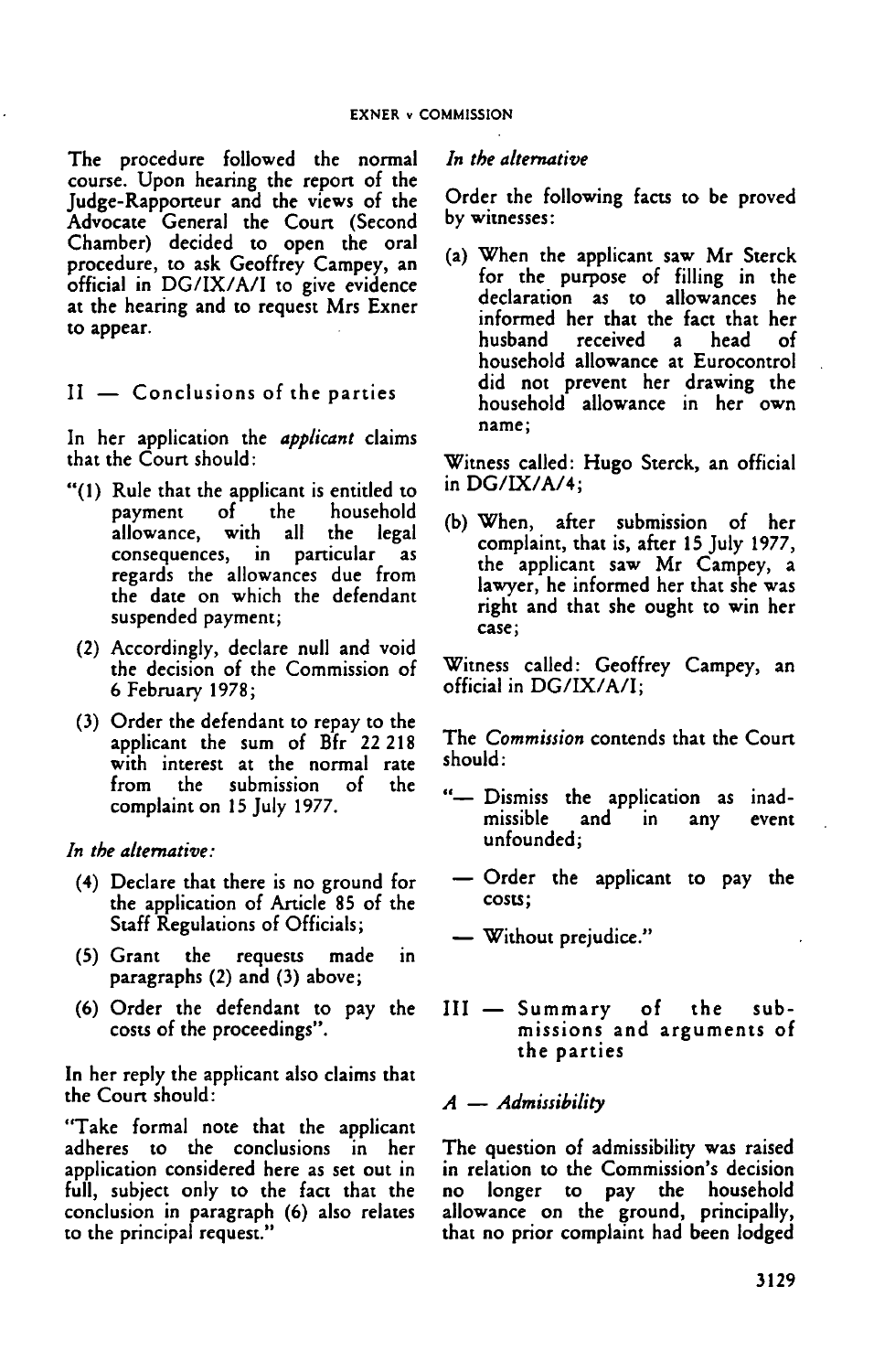The procedure followed the normal course. Upon hearing the report of the Judge-Rapporteur and the views of the Advocate General the Court (Second Chamber) decided to open the oral procedure, to ask Geoffrey Campey, an official in DG/IX/A/I to give evidence at the hearing and to request Mrs Exner to appear.

## II — Conclusions of the parties

In her application the *applicant* claims that the Court should:

"(1) Rule that the applicant is entitled to payment of the household allowance, with all the legal consequences, in particular as regards the allowances due from the date on which the defendant suspended payment;

(2) Accordingly, declare null and void the decision of the Commission of 6 February 1978;

(3) Order the defendant to repay to the applicant the sum of Bfr 22 218 with interest at the normal rate from the submission of the complaint on 15 July 1977.

*In the alternative:*

(4) Declare that there is no ground for the application of Article 85 of the Staff Regulations of Officials;

(5) Grant the requests made in paragraphs (2) and (3) above;

(6) Order the defendant to pay the costs of the proceedings".

In her reply the applicant also claims that the Court should:

"Take formal note that the applicant adheres to the conclusions in her application considered here as set out in full, subject only to the fact that the conclusion in paragraph (6) also relates to the principal request."

*In the alternative*

Order the following facts to be proved by witnesses:

(a) When the applicant saw Mr Sterck for the purpose of filling in the declaration as to allowances he informed her that the fact that her husband received a head of household allowance at Eurocontrol did not prevent her drawing the household allowance in her own name;

Witness called: Hugo Sterck, an official in DG/IX/A/4;

(b) When, after submission of her complaint, that is, after 15 July 1977, the applicant saw Mr Campey, a lawyer, he informed her that she was right and that she ought to win her case;

Witness called: Geoffrey Campey, an official in DG/IX/A/I;

The *Commission* contends that the Court should:

"— Dismiss the application as inadmissible and in any event unfounded;

— Order the applicant to pay the costs;

— Without prejudice."

## III — Summary of the submissions and arguments of the parties

### *A — Admissibility*

The question of admissibility was raised in relation to the Commission's decision no longer to pay the household allowance on the ground, principally, that no prior complaint had been lodged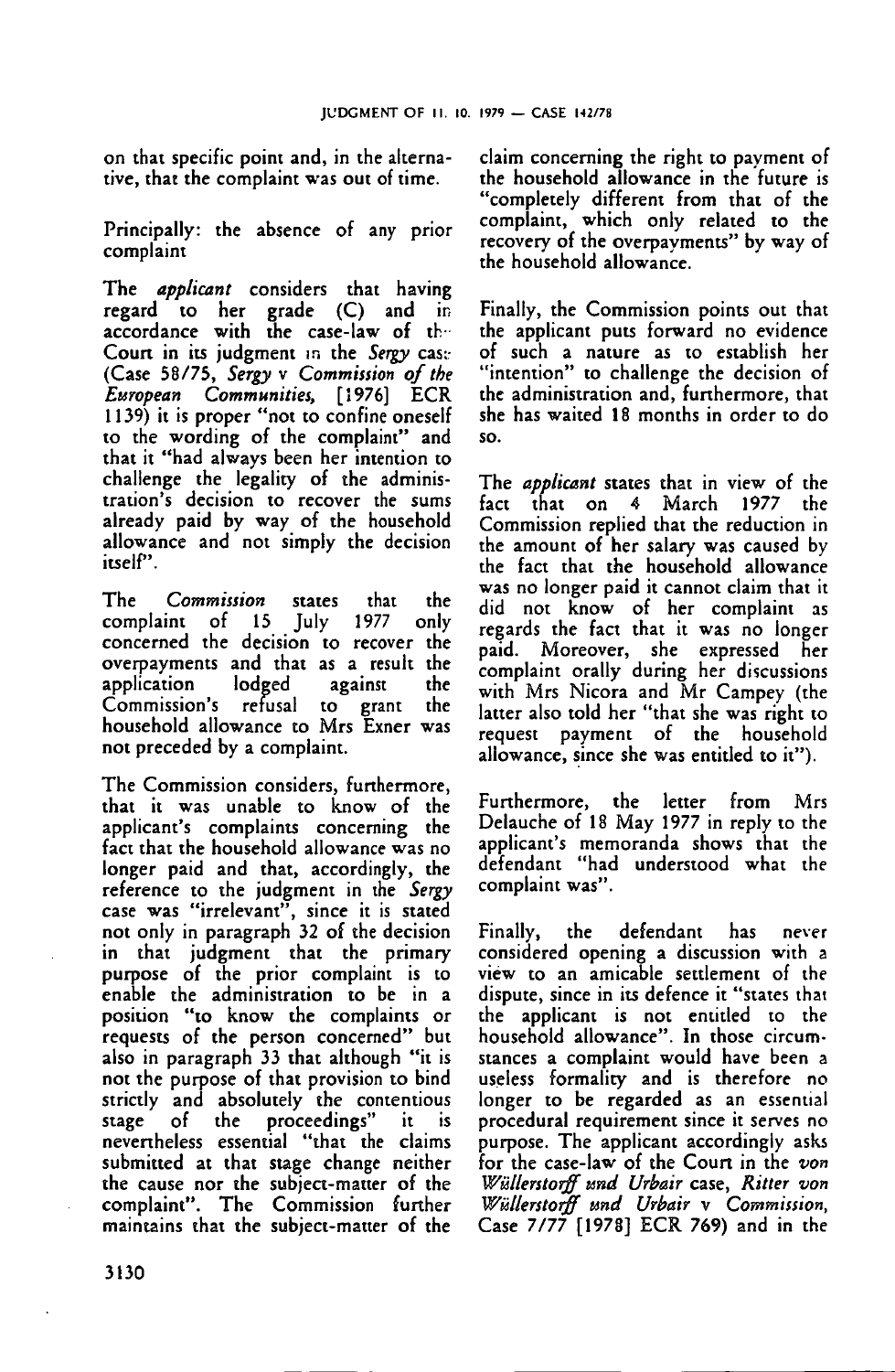on that specific point and, in the alternative, that the complaint was out of time.

Principally: the absence of any prior complaint

The *applicant* considers that having regard to her grade (C) and in accordance with the case-law of the Court in its judgment in the *Sergy* case (Case 58/75, *Sergy* v *Commission of the European Communities*, [1976] ECR 1139) it is proper "not to confine oneself to the wording of the complaint" and that it "had always been her intention to challenge the legality of the administration's decision to recover the sums already paid by way of the household allowance and not simply the decision itself".

The *Commission* states that the complaint of 15 July 1977 only concerned the decision to recover the overpayments and that as a result the application lodged against the Commission's refusal to grant the household allowance to Mrs Exner was not preceded by a complaint.

The Commission considers, furthermore, that it was unable to know of the applicant's complaints concerning the fact that the household allowance was no longer paid and that, accordingly, the reference to the judgment in the *Sergy* case was "irrelevant", since it is stated not only in paragraph 32 of the decision in that judgment that the primary purpose of the prior complaint is to enable the administration to be in a position "to know the complaints or requests of the person concerned" but also in paragraph 33 that although "it is not the purpose of that provision to bind strictly and absolutely the contentious stage of the proceedings" it is nevertheless essential "that the claims submitted at that stage change neither the cause nor the subject-matter of the complaint". The Commission further maintains that the subject-matter of the claim concerning the right to payment of the household allowance in the future is "completely different from that of the complaint, which only related to the recovery of the overpayments" by way of the household allowance.

Finally, the Commission points out that the applicant puts forward no evidence of such a nature as to establish her "intention" to challenge the decision of the administration and, furthermore, that she has waited 18 months in order to do so.

The *applicant* states that in view of the fact that on 4 March 1977 the Commission replied that the reduction in the amount of her salary was caused by the fact that the household allowance was no longer paid it cannot claim that it did not know of her complaint as regards the fact that it was no longer paid. Moreover, she expressed her complaint orally during her discussions with Mrs Nicora and Mr Campey (the latter also told her "that she was right to request payment of the household allowance, since she was entitled to it").

Furthermore, the letter from Mrs Delauche of 18 May 1977 in reply to the applicant's memoranda shows that the defendant "had understood what the complaint was".

Finally, the defendant has never considered opening a discussion with a view to an amicable settlement of the dispute, since in its defence it "states that the applicant is not entitled to the household allowance". In those circumstances a complaint would have been a useless formality and is therefore no longer to be regarded as an essential procedural requirement since it serves no purpose. The applicant accordingly asks for the case-law of the Court in the *von Wüllerstorff und Urbair* case, *Ritter von Wüllerstorff und Urbair* v *Commission*, Case 7/77 [1978] ECR 769) and in the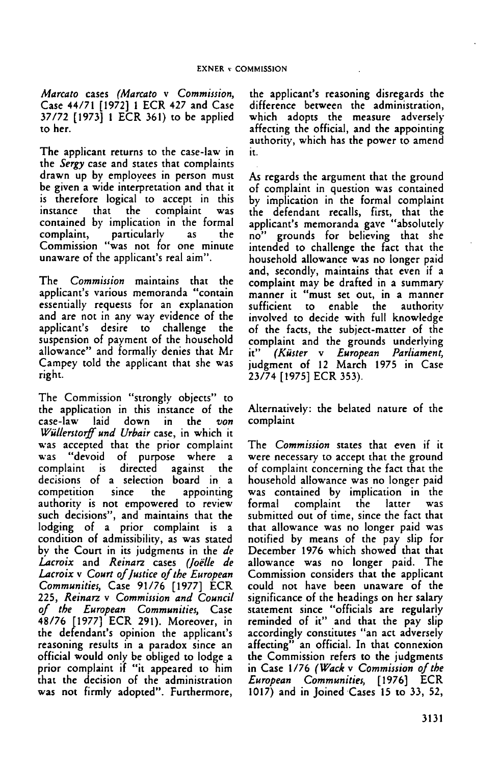*Marcato* cases (*Marcato* v *Commission*, Case 44/71 [1972] 1 ECR 427 and Case 37/72 [1973] 1 ECR 361) to be applied to her.

The applicant returns to the case-law in the *Sergy* case and states that complaints drawn up by employees in person must be given a wide interpretation and that it is therefore logical to accept in this instance that the complaint was contained by implication in the formal complaint, particularly as the Commission "was not for one minute unaware of the applicant's real aim".

The *Commission* maintains that the applicant's various memoranda "contain essentially requests for an explanation and are not in any way evidence of the applicant's desire to challenge the suspension of payment of the household allowance" and formally denies that Mr Campey told the applicant that she was right.

The Commission "strongly objects" to the application in this instance of the case-law laid down in the *von Wüllerstorff und Urbair* case, in which it was accepted that the prior complaint was "devoid of purpose where a complaint is directed against the decisions of a selection board in a competition since the appointing authority is not empowered to review such decisions", and maintains that the lodging of a prior complaint is a condition of admissibility, as was stated by the Court in its judgments in the *de Lacroix* and *Reinarz* cases (*Joëlle de Lacroix* v *Court of Justice of the European Communities*, Case 91/76 [1977] ECR 225, *Reinarz* v *Commission and Council of the European Communities*, Case 48/76 [1977] ECR 291). Moreover, in the defendant's opinion the applicant's reasoning results in a paradox since an official would only be obliged to lodge a prior complaint if "it appeared to him that the decision of the administration was not firmly adopted". Furthermore, the applicant's reasoning disregards the difference between the administration, which adopts the measure adversely affecting the official, and the appointing authority, which has the power to amend it.

As regards the argument that the ground of complaint in question was contained by implication in the formal complaint the defendant recalls, first, that the applicant's memoranda gave "absolutely no" grounds for believing that she intended to challenge the fact that the household allowance was no longer paid and, secondly, maintains that even if a complaint may be drafted in a summary manner it "must set out, in a manner sufficient to enable the authority involved to decide with full knowledge of the facts, the subject-matter of the complaint and the grounds underlying it" (*Küster* v *European Parliament*, judgment of 12 March 1975 in Case 23/74 [1975] ECR 353).

Alternatively: the belated nature of the complaint

The *Commission* states that even if it were necessary to accept that the ground of complaint concerning the fact that the household allowance was no longer paid was contained by implication in the formal complaint the latter was submitted out of time, since the fact that that allowance was no longer paid was notified by means of the pay slip for December 1976 which showed that that allowance was no longer paid. The Commission considers that the applicant could not have been unaware of the significance of the headings on her salary statement since "officials are regularly reminded of it" and that the pay slip accordingly constitutes "an act adversely affecting" an official. In that connexion the Commission refers to the judgments in Case 1/76 (*Wack* v *Commission of the European Communities*, [1976] ECR 1017) and in Joined Cases 15 to 33, 52,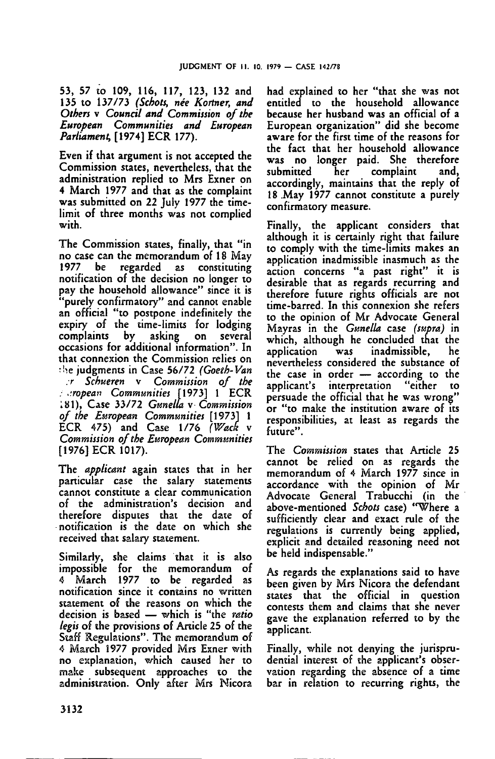53, 57 to 109, 116, 117, 123, 132 and 135 to 137/73 (*Schots, née Kortner, and Others* v *Council and Commission of the European Communities and European Parliament*, [1974] ECR 177).

Even if that argument is not accepted the Commission states, nevertheless, that the administration replied to Mrs Exner on 4 March 1977 and that as the complaint was submitted on 22 July 1977 the time-limit of three months was not complied with.

The Commission states, finally, that "in no case can the memorandum of 18 May 1977 be regarded as constituting notification of the decision no longer to pay the household allowance" since it is "purely confirmatory" and cannot enable an official "to postpone indefinitely the expiry of the time-limits for lodging complaints by asking on several occasions for additional information". In that connexion the Commission relies on the judgments in Case 56/72 (*Goeth-Van der Schueren* v *Commission of the European Communities* [1973] 1 ECR 181), Case 33/72 *Gunella* v *Commission of the European Communities* [1973] 1 ECR 475) and Case 1/76 (*Wack* v *Commission of the European Communities* [1976] ECR 1017).

The *applicant* again states that in her particular case the salary statements cannot constitute a clear communication of the administration's decision and therefore disputes that the date of notification is the date on which she received that salary statement.

Similarly, she claims that it is also impossible for the memorandum of 4 March 1977 to be regarded as notification since it contains no written statement of the reasons on which the decision is based — which is "the *ratio legis* of the provisions of Article 25 of the Staff Regulations". The memorandum of 4 March 1977 provided Mrs Exner with no explanation, which caused her to make subsequent approaches to the administration. Only after Mrs Nicora had explained to her "that she was not entitled to the household allowance because her husband was an official of a European organization" did she become aware for the first time of the reasons for the fact that her household allowance was no longer paid. She therefore submitted her complaint and, accordingly, maintains that the reply of 18 May 1977 cannot constitute a purely confirmatory measure.

Finally, the applicant considers that although it is certainly right that failure to comply with the time-limits makes an application inadmissible inasmuch as the action concerns "a past right" it is desirable that as regards recurring and therefore future rights officials are not time-barred. In this connexion she refers to the opinion of Mr Advocate General Mayras in the *Gunella* case (*supra*) in which, although he concluded that the application was inadmissible, he nevertheless considered the substance of the case in order — according to the applicant's interpretation "either to persuade the official that he was wrong" or "to make the institution aware of its responsibilities, at least as regards the future".

The *Commission* states that Article 25 cannot be relied on as regards the memorandum of 4 March 1977 since in accordance with the opinion of Mr Advocate General Trabucchi (in the above-mentioned *Schots* case) "Where a sufficiently clear and exact rule of the regulations is currently being applied, explicit and detailed reasoning need not be held indispensable."

As regards the explanations said to have been given by Mrs Nicora the defendant states that the official in question contests them and claims that she never gave the explanation referred to by the applicant.

Finally, while not denying the jurisprudential interest of the applicant's observation regarding the absence of a time bar in relation to recurring rights, the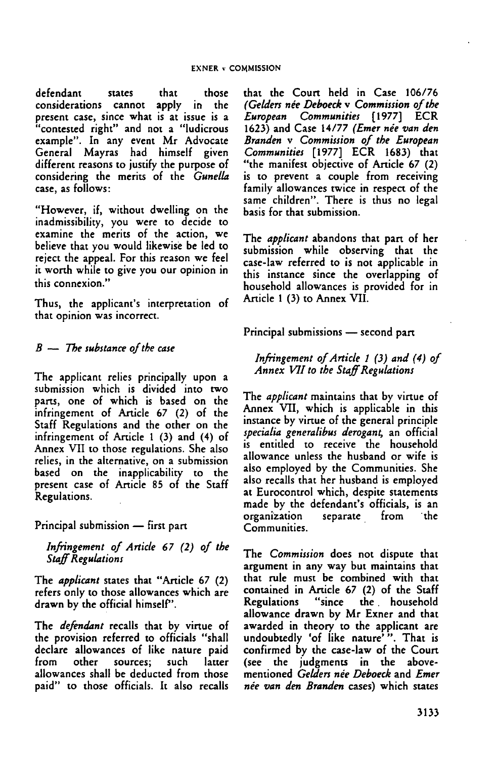defendant states that those considerations cannot apply in the present case, since what is at issue is a "contested right" and not a "ludicrous example". In any event Mr Advocate General Mayras had himself given different reasons to justify the purpose of considering the merits of the *Gunella* case, as follows:

"However, if, without dwelling on the inadmissibility, you were to decide to examine the merits of the action, we believe that you would likewise be led to reject the appeal. For this reason we feel it worth while to give you our opinion in this connexion."

Thus, the applicant's interpretation of that opinion was incorrect.

### *B — The substance of the case*

The applicant relies principally upon a submission which is divided into two parts, one of which is based on the infringement of Article 67 (2) of the Staff Regulations and the other on the infringement of Article 1 (3) and (4) of Annex VII to those regulations. She also relies, in the alternative, on a submission based on the inapplicability to the present case of Article 85 of the Staff Regulations.

Principal submission — first part

*Infringement of Article 67 (2) of the Staff Regulations*

The *applicant* states that "Article 67 (2) refers only to those allowances which are drawn by the official himself".

The *defendant* recalls that by virtue of the provision referred to officials "shall declare allowances of like nature paid from other sources; such latter allowances shall be deducted from those paid" to those officials. It also recalls that the Court held in Case 106/76 *(Gelders née Deboeck* v *Commission of the European Communities* [1977] ECR 1623) and Case 14/77 *(Emer née van den Branden* v *Commission of the European Communities* [1977] ECR 1683) that "the manifest objective of Article 67 (2) is to prevent a couple from receiving family allowances twice in respect of the same children". There is thus no legal basis for that submission.

The *applicant* abandons that part of her submission while observing that the case-law referred to is not applicable in this instance since the overlapping of household allowances is provided for in Article 1 (3) to Annex VII.

Principal submissions — second part

*Infringement of Article 1 (3) and (4) of Annex VII to the Staff Regulations*

The *applicant* maintains that by virtue of Annex VII, which is applicable in this instance by virtue of the general principle *specialia generalibus derogant*, an official is entitled to receive the household allowance unless the husband or wife is also employed by the Communities. She also recalls that her husband is employed at Eurocontrol which, despite statements made by the defendant's officials, is an organization separate from the Communities.

The *Commission* does not dispute that argument in any way but maintains that that rule must be combined with that contained in Article 67 (2) of the Staff Regulations "since the household allowance drawn by Mr Exner and that awarded in theory to the applicant are undoubtedly 'of like nature' ". That is confirmed by the case-law of the Court (see the judgments in the above-mentioned *Gelders née Deboeck* and *Emer née van den Branden* cases) which states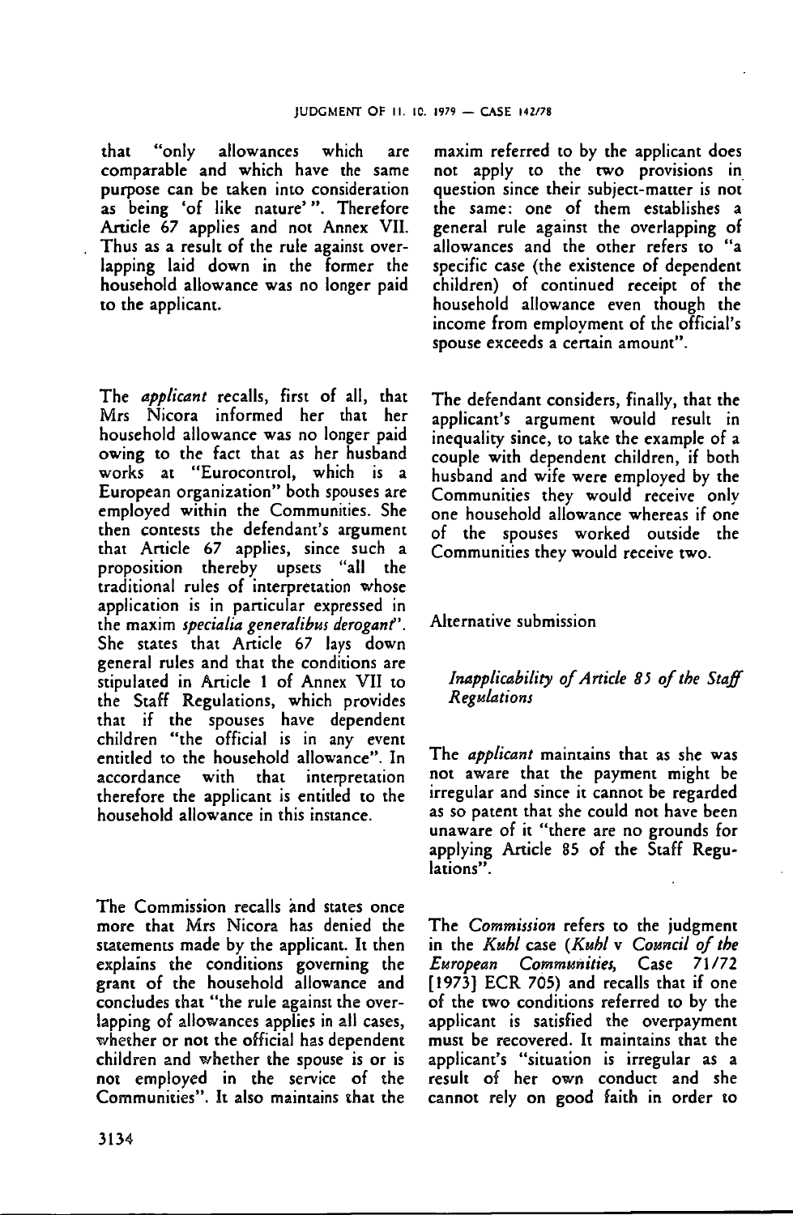that "only allowances which are comparable and which have the same purpose can be taken into consideration as being 'of like nature' ". Therefore Article 67 applies and not Annex VII. Thus as a result of the rule against overlapping laid down in the former the household allowance was no longer paid to the applicant.

The *applicant* recalls, first of all, that Mrs Nicora informed her that her household allowance was no longer paid owing to the fact that as her husband works at "Eurocontrol, which is a European organization" both spouses are employed within the Communities. She then contests the defendant's argument that Article 67 applies, since such a proposition thereby upsets "all the traditional rules of interpretation whose application is in particular expressed in the maxim *specialia generalibus derogant*". She states that Article 67 lays down general rules and that the conditions are stipulated in Article 1 of Annex VII to the Staff Regulations, which provides that if the spouses have dependent children "the official is in any event entitled to the household allowance". In accordance with that interpretation therefore the applicant is entitled to the household allowance in this instance.

The Commission recalls and states once more that Mrs Nicora has denied the statements made by the applicant. It then explains the conditions governing the grant of the household allowance and concludes that "the rule against the overlapping of allowances applies in all cases, whether or not the official has dependent children and whether the spouse is or is not employed in the service of the Communities". It also maintains that the maxim referred to by the applicant does not apply to the two provisions in question since their subject-matter is not the same: one of them establishes a general rule against the overlapping of allowances and the other refers to "a specific case (the existence of dependent children) of continued receipt of the household allowance even though the income from employment of the official's spouse exceeds a certain amount".

The defendant considers, finally, that the applicant's argument would result in inequality since, to take the example of a couple with dependent children, if both husband and wife were employed by the Communities they would receive only one household allowance whereas if one of the spouses worked outside the Communities they would receive two.

Alternative submission

*Inapplicability of Article 85 of the Staff Regulations*

The *applicant* maintains that as she was not aware that the payment might be irregular and since it cannot be regarded as so patent that she could not have been unaware of it "there are no grounds for applying Article 85 of the Staff Regulations".

The *Commission* refers to the judgment in the *Kuhl* case (*Kuhl* v *Council of the European Communities*, Case 71/72 [1973] ECR 705) and recalls that if one of the two conditions referred to by the applicant is satisfied the overpayment must be recovered. It maintains that the applicant's "situation is irregular as a result of her own conduct and she cannot rely on good faith in order to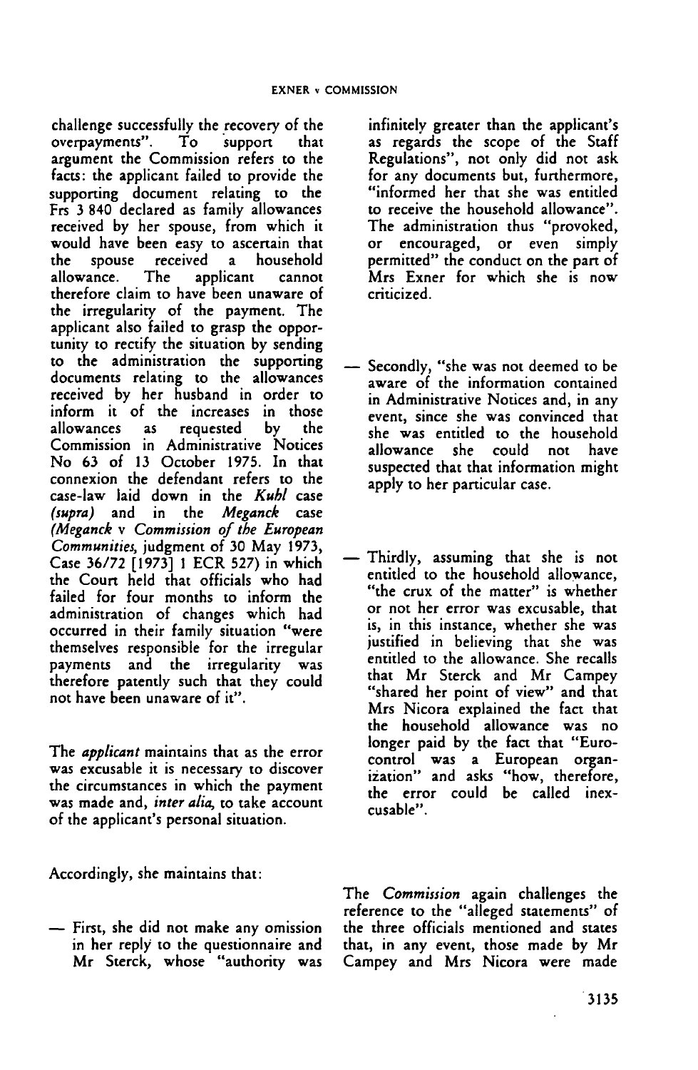challenge successfully the recovery of the overpayments". To support that argument the Commission refers to the facts: the applicant failed to provide the supporting document relating to the Frs 3 840 declared as family allowances received by her spouse, from which it would have been easy to ascertain that the spouse received a household allowance. The applicant cannot therefore claim to have been unaware of the irregularity of the payment. The applicant also failed to grasp the opportunity to rectify the situation by sending to the administration the supporting documents relating to the allowances received by her husband in order to inform it of the increases in those allowances as requested by the Commission in Administrative Notices No 63 of 13 October 1975. In that connexion the defendant refers to the case-law laid down in the *Kuhl* case *(supra)* and in the *Meganck* case *(Meganck* v *Commission of the European Communities*, judgment of 30 May 1973, Case 36/72 [1973] 1 ECR 527) in which the Court held that officials who had failed for four months to inform the administration of changes which had occurred in their family situation "were themselves responsible for the irregular payments and the irregularity was therefore patently such that they could not have been unaware of it".

The *applicant* maintains that as the error was excusable it is necessary to discover the circumstances in which the payment was made and, *inter alia*, to take account of the applicant's personal situation.

Accordingly, she maintains that:

— First, she did not make any omission in her reply to the questionnaire and Mr Sterck, whose "authority was infinitely greater than the applicant's as regards the scope of the Staff Regulations", not only did not ask for any documents but, furthermore, "informed her that she was entitled to receive the household allowance". The administration thus "provoked, or encouraged, or even simply permitted" the conduct on the part of Mrs Exner for which she is now criticized.

— Secondly, "she was not deemed to be aware of the information contained in Administrative Notices and, in any event, since she was convinced that she was entitled to the household allowance she could not have suspected that that information might apply to her particular case.

— Thirdly, assuming that she is not entitled to the household allowance, "the crux of the matter" is whether or not her error was excusable, that is, in this instance, whether she was justified in believing that she was entitled to the allowance. She recalls that Mr Sterck and Mr Campey "shared her point of view" and that Mrs Nicora explained the fact that the household allowance was no longer paid by the fact that "Eurocontrol was a European organization" and asks "how, therefore, the error could be called inexcusable".

The *Commission* again challenges the reference to the "alleged statements" of the three officials mentioned and states that, in any event, those made by Mr Campey and Mrs Nicora were made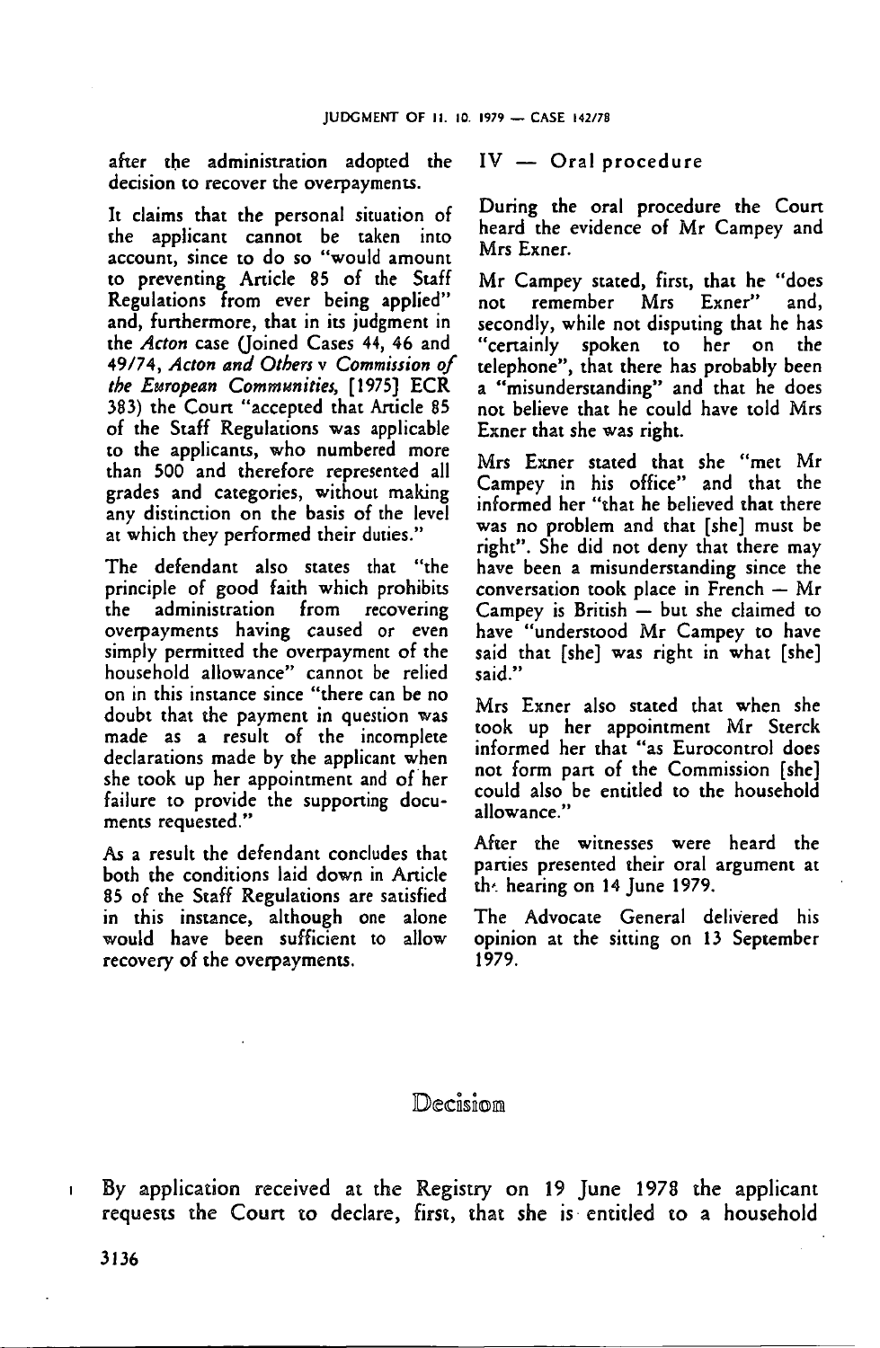after the administration adopted the decision to recover the overpayments.

It claims that the personal situation of the applicant cannot be taken into account, since to do so "would amount to preventing Article 85 of the Staff Regulations from ever being applied" and, furthermore, that in its judgment in the *Acton* case (Joined Cases 44, 46 and 49/74, *Acton and Others* v *Commission of the European Communities*, [1975] ECR 383) the Court "accepted that Article 85 of the Staff Regulations was applicable to the applicants, who numbered more than 500 and therefore represented all grades and categories, without making any distinction on the basis of the level at which they performed their duties."

The defendant also states that "the principle of good faith which prohibits the administration from recovering overpayments having caused or even simply permitted the overpayment of the household allowance" cannot be relied on in this instance since "there can be no doubt that the payment in question was made as a result of the incomplete declarations made by the applicant when she took up her appointment and of her failure to provide the supporting documents requested."

As a result the defendant concludes that both the conditions laid down in Article 85 of the Staff Regulations are satisfied in this instance, although one alone would have been sufficient to allow recovery of the overpayments.

## IV — Oral procedure

During the oral procedure the Court heard the evidence of Mr Campey and Mrs Exner.

Mr Campey stated, first, that he "does not remember Mrs Exner" and, secondly, while not disputing that he has "certainly spoken to her on the telephone", that there has probably been a "misunderstanding" and that he does not believe that he could have told Mrs Exner that she was right.

Mrs Exner stated that she "met Mr Campey in his office" and that the informed her "that he believed that there was no problem and that [she] must be right". She did not deny that there may have been a misunderstanding since the conversation took place in French — Mr Campey is British — but she claimed to have "understood Mr Campey to have said that [she] was right in what [she] said."

Mrs Exner also stated that when she took up her appointment Mr Sterck informed her that "as Eurocontrol does not form part of the Commission [she] could also be entitled to the household allowance."

After the witnesses were heard the parties presented their oral argument at the hearing on 14 June 1979.

The Advocate General delivered his opinion at the sitting on 13 September 1979.

# Decision

1 By application received at the Registry on 19 June 1978 the applicant requests the Court to declare, first, that she is entitled to a household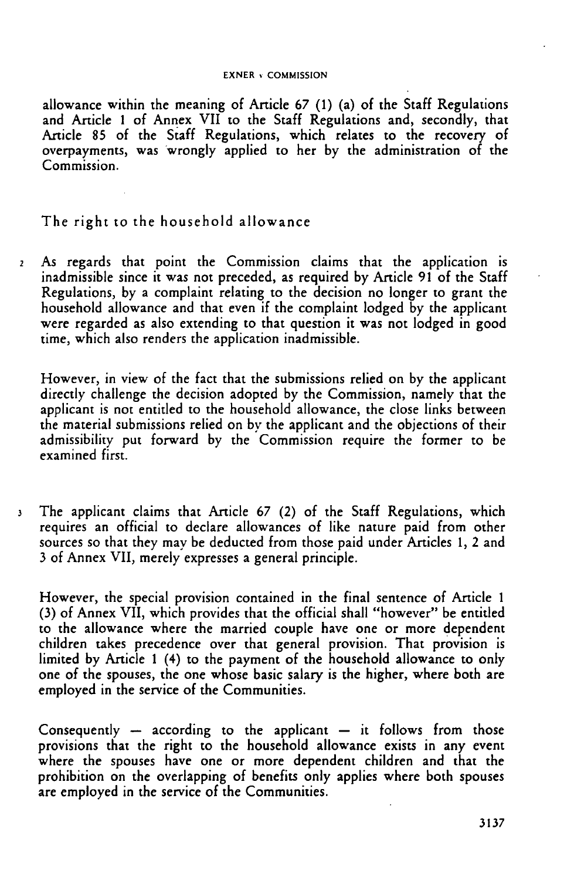allowance within the meaning of Article 67 (1) (a) of the Staff Regulations and Article 1 of Annex VII to the Staff Regulations and, secondly, that Article 85 of the Staff Regulations, which relates to the recovery of overpayments, was wrongly applied to her by the administration of the Commission.

## The right to the household allowance

2 As regards that point the Commission claims that the application is inadmissible since it was not preceded, as required by Article 91 of the Staff Regulations, by a complaint relating to the decision no longer to grant the household allowance and that even if the complaint lodged by the applicant were regarded as also extending to that question it was not lodged in good time, which also renders the application inadmissible.

However, in view of the fact that the submissions relied on by the applicant directly challenge the decision adopted by the Commission, namely that the applicant is not entitled to the household allowance, the close links between the material submissions relied on by the applicant and the objections of their admissibility put forward by the Commission require the former to be examined first.

3 The applicant claims that Article 67 (2) of the Staff Regulations, which requires an official to declare allowances of like nature paid from other sources so that they may be deducted from those paid under Articles 1, 2 and 3 of Annex VII, merely expresses a general principle.

However, the special provision contained in the final sentence of Article 1 (3) of Annex VII, which provides that the official shall "however" be entitled to the allowance where the married couple have one or more dependent children takes precedence over that general provision. That provision is limited by Article 1 (4) to the payment of the household allowance to only one of the spouses, the one whose basic salary is the higher, where both are employed in the service of the Communities.

Consequently — according to the applicant — it follows from those provisions that the right to the household allowance exists in any event where the spouses have one or more dependent children and that the prohibition on the overlapping of benefits only applies where both spouses are employed in the service of the Communities.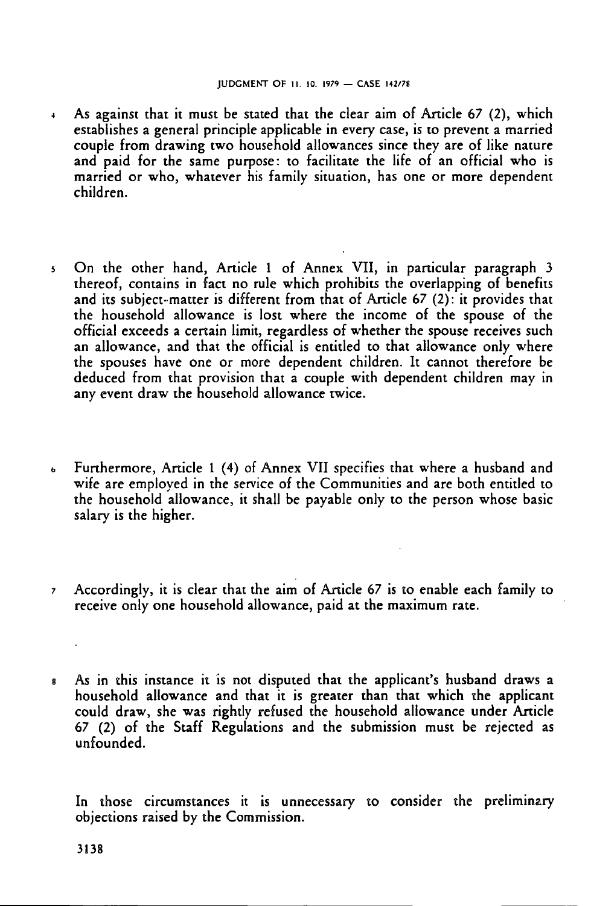4 As against that it must be stated that the clear aim of Article 67 (2), which establishes a general principle applicable in every case, is to prevent a married couple from drawing two household allowances since they are of like nature and paid for the same purpose: to facilitate the life of an official who is married or who, whatever his family situation, has one or more dependent children.

5 On the other hand, Article 1 of Annex VII, in particular paragraph 3 thereof, contains in fact no rule which prohibits the overlapping of benefits and its subject-matter is different from that of Article 67 (2): it provides that the household allowance is lost where the income of the spouse of the official exceeds a certain limit, regardless of whether the spouse receives such an allowance, and that the official is entitled to that allowance only where the spouses have one or more dependent children. It cannot therefore be deduced from that provision that a couple with dependent children may in any event draw the household allowance twice.

6 Furthermore, Article 1 (4) of Annex VII specifies that where a husband and wife are employed in the service of the Communities and are both entitled to the household allowance, it shall be payable only to the person whose basic salary is the higher.

7 Accordingly, it is clear that the aim of Article 67 is to enable each family to receive only one household allowance, paid at the maximum rate.

8 As in this instance it is not disputed that the applicant's husband draws a household allowance and that it is greater than that which the applicant could draw, she was rightly refused the household allowance under Article 67 (2) of the Staff Regulations and the submission must be rejected as unfounded.

In those circumstances it is unnecessary to consider the preliminary objections raised by the Commission.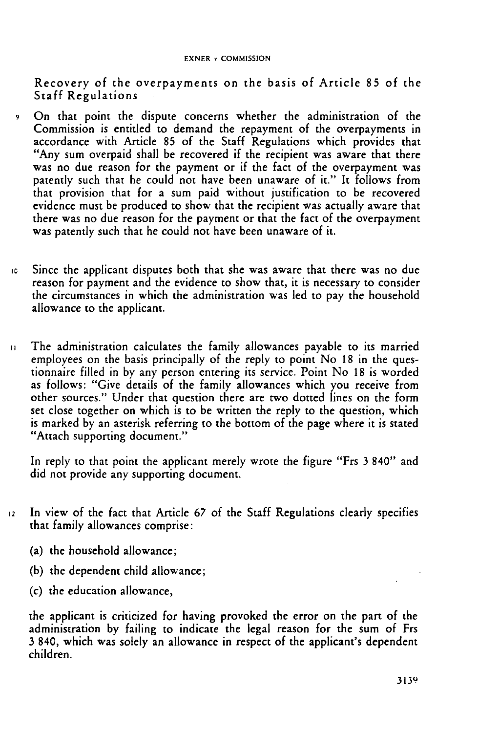Recovery of the overpayments on the basis of Article 85 of the Staff Regulations

9 On that point the dispute concerns whether the administration of the Commission is entitled to demand the repayment of the overpayments in accordance with Article 85 of the Staff Regulations which provides that "Any sum overpaid shall be recovered if the recipient was aware that there was no due reason for the payment or if the fact of the overpayment was patently such that he could not have been unaware of it." It follows from that provision that for a sum paid without justification to be recovered evidence must be produced to show that the recipient was actually aware that there was no due reason for the payment or that the fact of the overpayment was patently such that he could not have been unaware of it.

10 Since the applicant disputes both that she was aware that there was no due reason for payment and the evidence to show that, it is necessary to consider the circumstances in which the administration was led to pay the household allowance to the applicant.

11 The administration calculates the family allowances payable to its married employees on the basis principally of the reply to point No 18 in the questionnaire filled in by any person entering its service. Point No 18 is worded as follows: "Give details of the family allowances which you receive from other sources." Under that question there are two dotted lines on the form set close together on which is to be written the reply to the question, which is marked by an asterisk referring to the bottom of the page where it is stated "Attach supporting document."

In reply to that point the applicant merely wrote the figure "Frs 3 840" and did not provide any supporting document.

12 In view of the fact that Article 67 of the Staff Regulations clearly specifies that family allowances comprise:

(a) the household allowance;

(b) the dependent child allowance;

(c) the education allowance,

the applicant is criticized for having provoked the error on the part of the administration by failing to indicate the legal reason for the sum of Frs 3 840, which was solely an allowance in respect of the applicant's dependent children.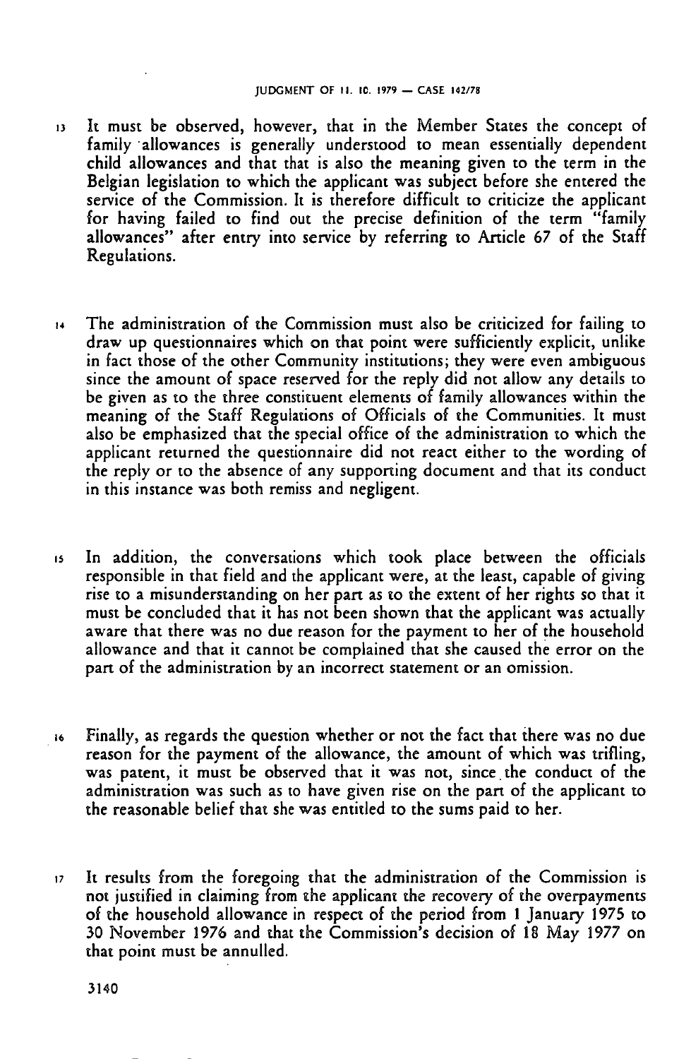13 It must be observed, however, that in the Member States the concept of family allowances is generally understood to mean essentially dependent child allowances and that that is also the meaning given to the term in the Belgian legislation to which the applicant was subject before she entered the service of the Commission. It is therefore difficult to criticize the applicant for having failed to find out the precise definition of the term "family allowances" after entry into service by referring to Article 67 of the Staff Regulations.

14 The administration of the Commission must also be criticized for failing to draw up questionnaires which on that point were sufficiently explicit, unlike in fact those of the other Community institutions; they were even ambiguous since the amount of space reserved for the reply did not allow any details to be given as to the three constituent elements of family allowances within the meaning of the Staff Regulations of Officials of the Communities. It must also be emphasized that the special office of the administration to which the applicant returned the questionnaire did not react either to the wording of the reply or to the absence of any supporting document and that its conduct in this instance was both remiss and negligent.

15 In addition, the conversations which took place between the officials responsible in that field and the applicant were, at the least, capable of giving rise to a misunderstanding on her part as to the extent of her rights so that it must be concluded that it has not been shown that the applicant was actually aware that there was no due reason for the payment to her of the household allowance and that it cannot be complained that she caused the error on the part of the administration by an incorrect statement or an omission.

16 Finally, as regards the question whether or not the fact that there was no due reason for the payment of the allowance, the amount of which was trifling, was patent, it must be observed that it was not, since the conduct of the administration was such as to have given rise on the part of the applicant to the reasonable belief that she was entitled to the sums paid to her.

17 It results from the foregoing that the administration of the Commission is not justified in claiming from the applicant the recovery of the overpayments of the household allowance in respect of the period from 1 January 1975 to 30 November 1976 and that the Commission's decision of 18 May 1977 on that point must be annulled.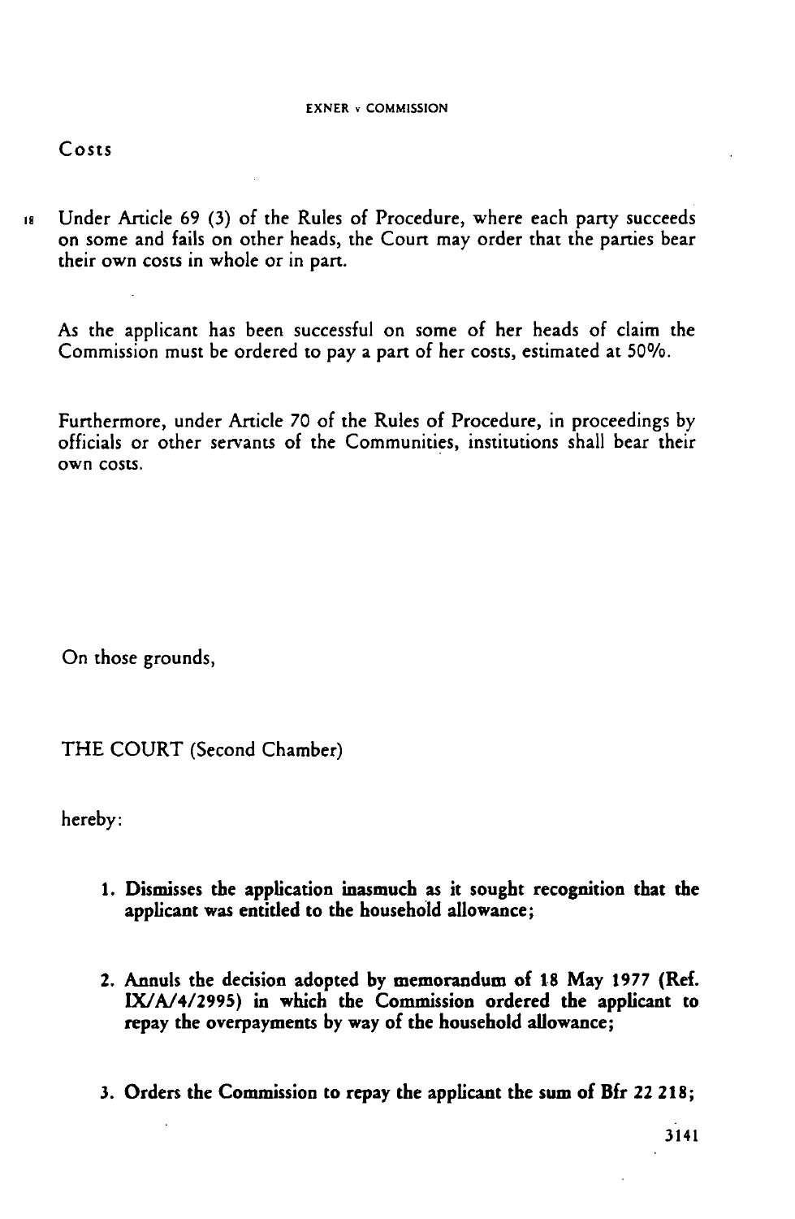## Costs

18 Under Article 69 (3) of the Rules of Procedure, where each party succeeds on some and fails on other heads, the Court may order that the parties bear their own costs in whole or in part.

As the applicant has been successful on some of her heads of claim the Commission must be ordered to pay a part of her costs, estimated at 50%.

Furthermore, under Article 70 of the Rules of Procedure, in proceedings by officials or other servants of the Communities, institutions shall bear their own costs.

On those grounds,

THE COURT (Second Chamber)

hereby:

1. **Dismisses the application inasmuch as it sought recognition that the applicant was entitled to the household allowance;**

2. **Annuls the decision adopted by memorandum of 18 May 1977 (Ref. IX/A/4/2995) in which the Commission ordered the applicant to repay the overpayments by way of the household allowance;**

3. **Orders the Commission to repay the applicant the sum of Bfr 22 218;**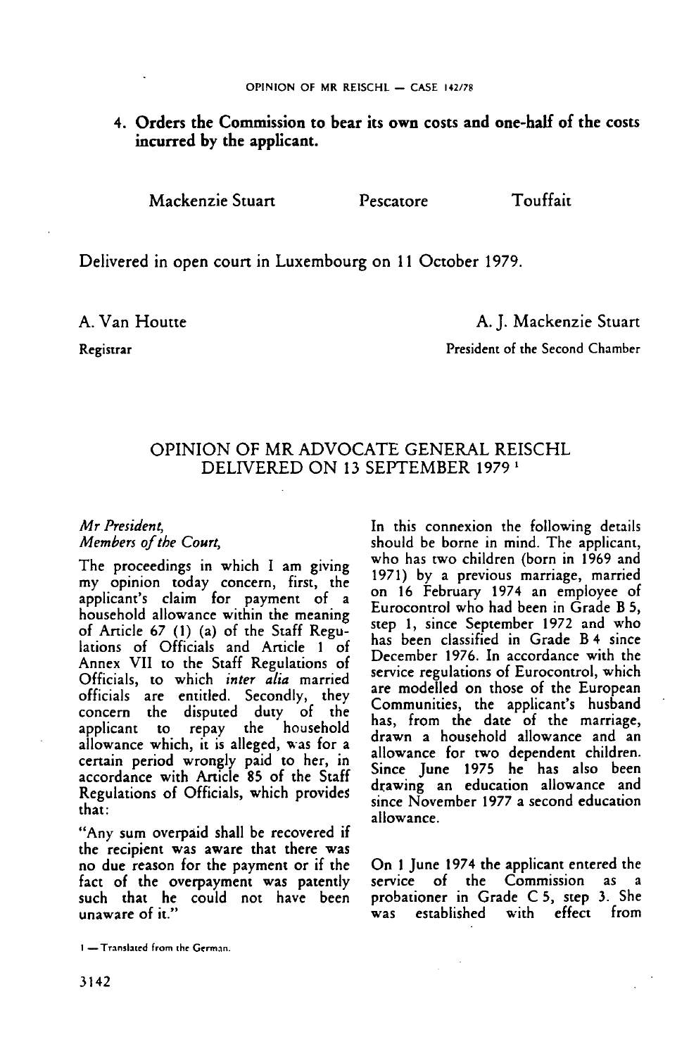**4. Orders the Commission to bear its own costs and one-half of the costs incurred by the applicant.**

Mackenzie Stuart Pescatore Touffait

Delivered in open court in Luxembourg on 11 October 1979.

A. Van Houtte
Registrar

A. J. Mackenzie Stuart
President of the Second Chamber

## OPINION OF MR ADVOCATE GENERAL REISCHL DELIVERED ON 13 SEPTEMBER 1979 [1]

*Mr President,*
*Members of the Court,*

The proceedings in which I am giving my opinion today concern, first, the applicant's claim for payment of a household allowance within the meaning of Article 67 (1) (a) of the Staff Regulations of Officials and Article 1 of Annex VII to the Staff Regulations of Officials, to which *inter alia* married officials are entitled. Secondly, they concern the disputed duty of the applicant to repay the household allowance which, it is alleged, was for a certain period wrongly paid to her, in accordance with Article 85 of the Staff Regulations of Officials, which provides that:

"Any sum overpaid shall be recovered if the recipient was aware that there was no due reason for the payment or if the fact of the overpayment was patently such that he could not have been unaware of it."

In this connexion the following details should be borne in mind. The applicant, who has two children (born in 1969 and 1971) by a previous marriage, married on 16 February 1974 an employee of Eurocontrol who had been in Grade B 5, step 1, since September 1972 and who has been classified in Grade B 4 since December 1976. In accordance with the service regulations of Eurocontrol, which are modelled on those of the European Communities, the applicant's husband has, from the date of the marriage, drawn a household allowance and an allowance for two dependent children. Since June 1975 he has also been drawing an education allowance and since November 1977 a second education allowance.

On 1 June 1974 the applicant entered the service of the Commission as a probationer in Grade C 5, step 3. She was established with effect from

1 — Translated from the German.